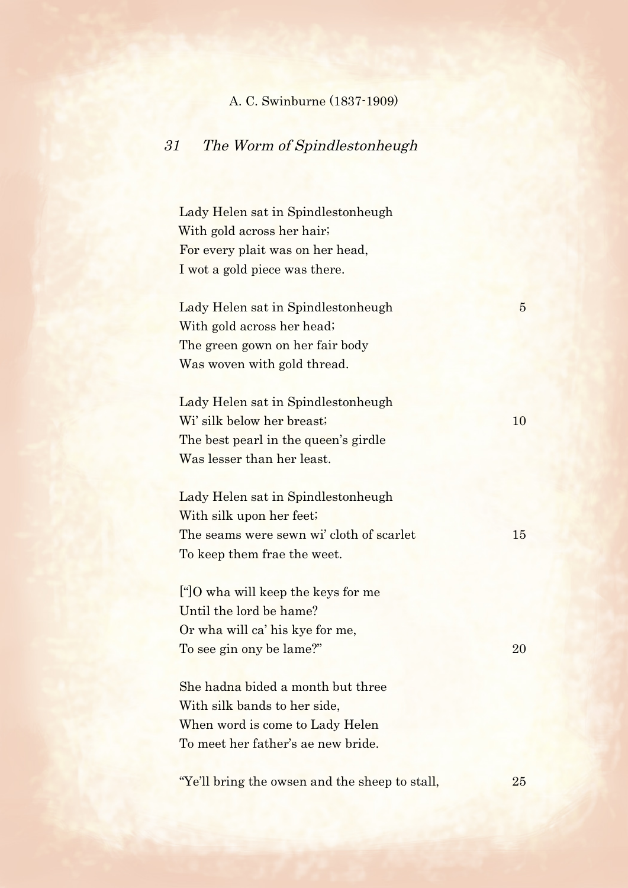A. C. Swinburne (1837-1909)

## *31 The Worm of Spindlestonheugh*

Lady Helen sat in Spindlestonheugh
With gold across her hair;
For every plait was on her head,
I wot a gold piece was there.

Lady Helen sat in Spindlestonheugh 5
With gold across her head;
The green gown on her fair body
Was woven with gold thread.

Lady Helen sat in Spindlestonheugh
Wi' silk below her breast; 10
The best pearl in the queen's girdle
Was lesser than her least.

Lady Helen sat in Spindlestonheugh
With silk upon her feet;
The seams were sewn wi' cloth of scarlet 15
To keep them frae the weet.

["]O wha will keep the keys for me
Until the lord be hame?
Or wha will ca' his kye for me,
To see gin ony be lame?" 20

She hadna bided a month but three
With silk bands to her side,
When word is come to Lady Helen
To meet her father's ae new bride.

"Ye'll bring the owsen and the sheep to stall, 25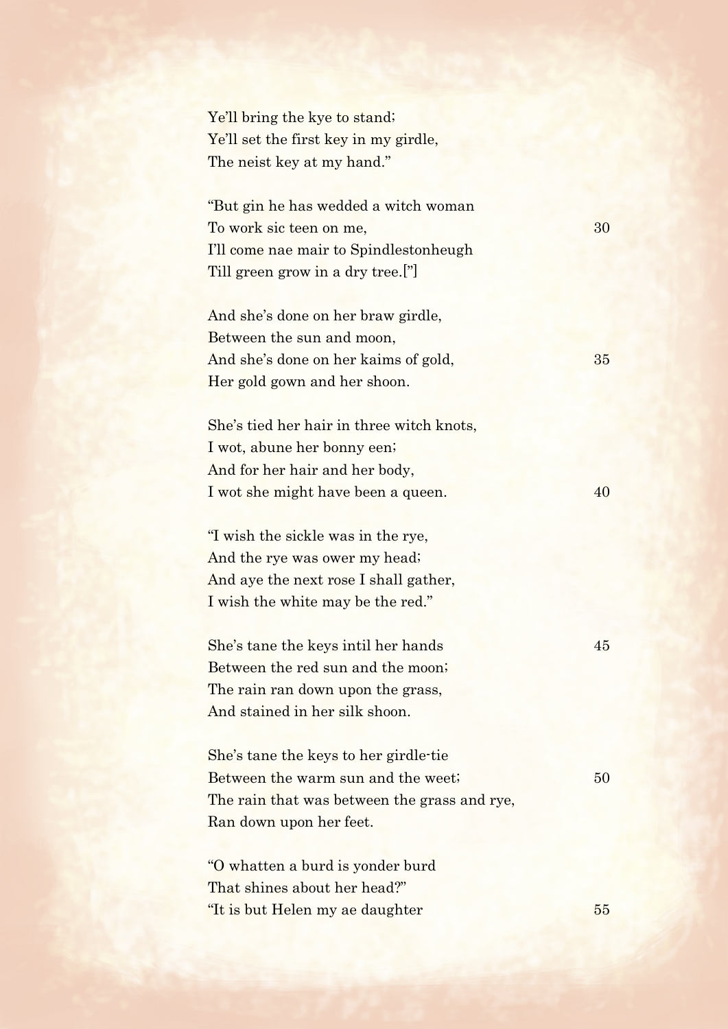Ye'll bring the kye to stand;
Ye'll set the first key in my girdle,
The neist key at my hand."

"But gin he has wedded a witch woman
To work sic teen on me, 30
I'll come nae mair to Spindlestonheugh
Till green grow in a dry tree.["]

And she's done on her braw girdle,
Between the sun and moon,
And she's done on her kaims of gold, 35
Her gold gown and her shoon.

She's tied her hair in three witch knots,
I wot, abune her bonny een;
And for her hair and her body,
I wot she might have been a queen. 40

"I wish the sickle was in the rye,
And the rye was ower my head;
And aye the next rose I shall gather,
I wish the white may be the red."

She's tane the keys intil her hands 45
Between the red sun and the moon;
The rain ran down upon the grass,
And stained in her silk shoon.

She's tane the keys to her girdle-tie
Between the warm sun and the weet; 50
The rain that was between the grass and rye,
Ran down upon her feet.

"O whatten a burd is yonder burd
That shines about her head?"
"It is but Helen my ae daughter 55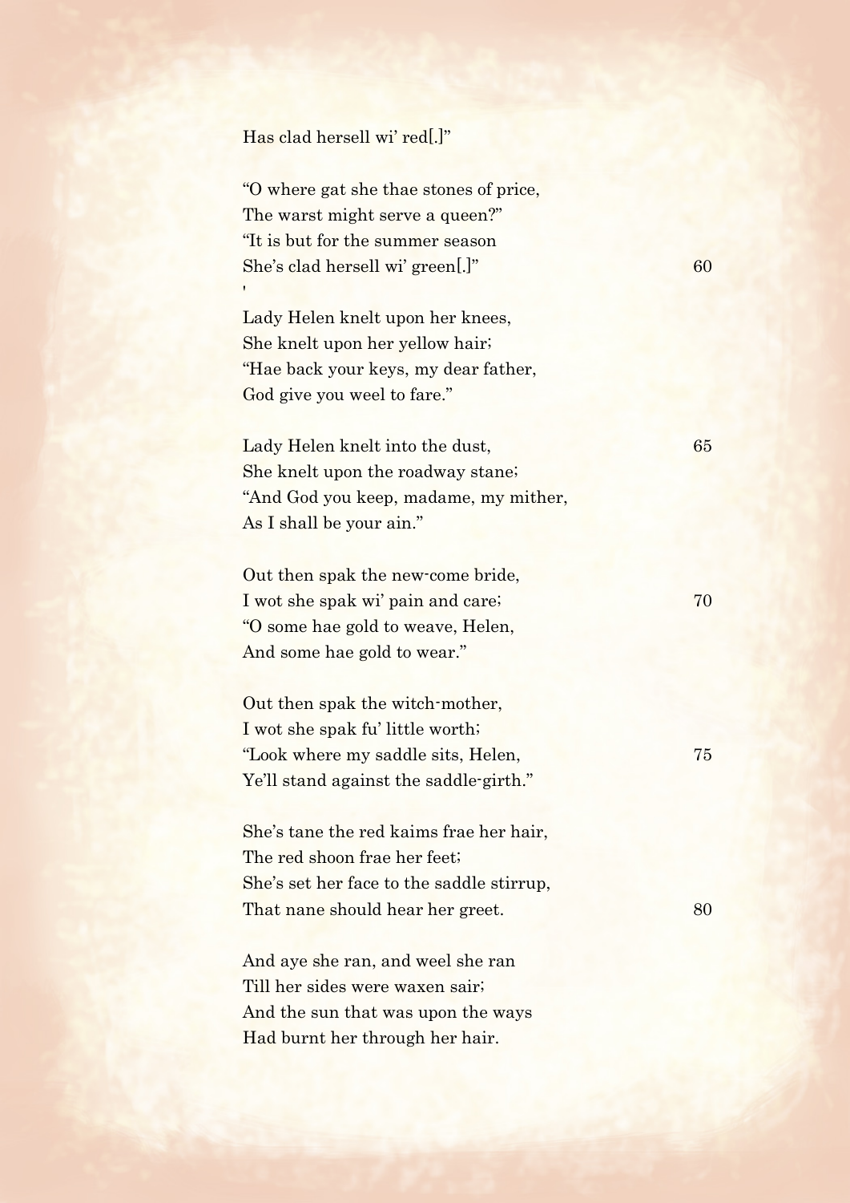Has clad hersell wi' red[.]"

"O where gat she thae stones of price,  
The warst might serve a queen?"  
"It is but for the summer season  
She's clad hersell wi' green[.]"

Lady Helen knelt upon her knees,  
She knelt upon her yellow hair;  
"Hae back your keys, my dear father,  
God give you weel to fare."

Lady Helen knelt into the dust,  
She knelt upon the roadway stane;  
"And God you keep, madame, my mither,  
As I shall be your ain."

Out then spak the new-come bride,  
I wot she spak wi' pain and care;  
"O some hae gold to weave, Helen,  
And some hae gold to wear."

Out then spak the witch-mother,  
I wot she spak fu' little worth;  
"Look where my saddle sits, Helen,  
Ye'll stand against the saddle-girth."

She's tane the red kaims frae her hair,  
The red shoon frae her feet;  
She's set her face to the saddle stirrup,  
That nane should hear her greet.

And aye she ran, and weel she ran  
Till her sides were waxen sair;  
And the sun that was upon the ways  
Had burnt her through her hair.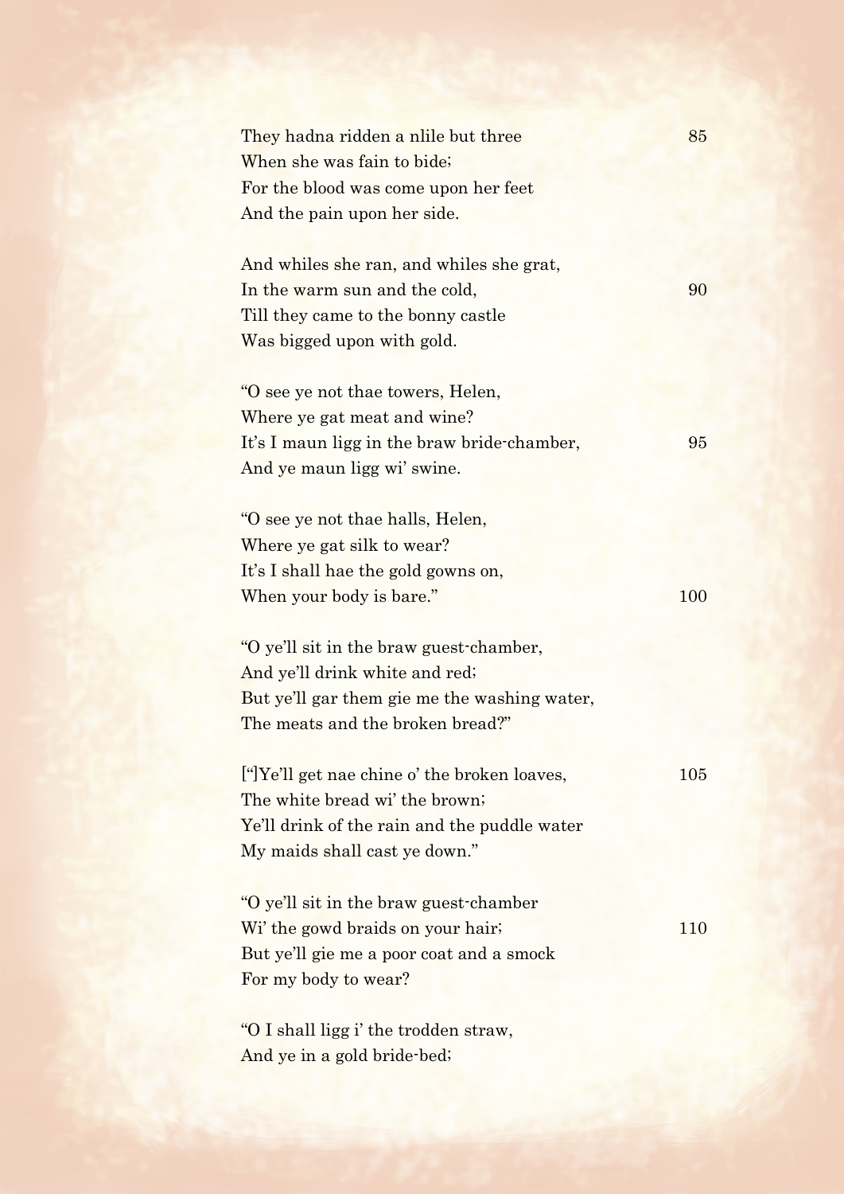They hadna ridden a nlile but three
When she was fain to bide;
For the blood was come upon her feet
And the pain upon her side.

And whiles she ran, and whiles she grat,
In the warm sun and the cold,
Till they came to the bonny castle
Was bigged upon with gold.

"O see ye not thae towers, Helen,
Where ye gat meat and wine?
It's I maun ligg in the braw bride-chamber,
And ye maun ligg wi' swine.

"O see ye not thae halls, Helen,
Where ye gat silk to wear?
It's I shall hae the gold gowns on,
When your body is bare."

"O ye'll sit in the braw guest-chamber,
And ye'll drink white and red;
But ye'll gar them gie me the washing water,
The meats and the broken bread?"

["]Ye'll get nae chine o' the broken loaves,
The white bread wi' the brown;
Ye'll drink of the rain and the puddle water
My maids shall cast ye down."

"O ye'll sit in the braw guest-chamber
Wi' the gowd braids on your hair;
But ye'll gie me a poor coat and a smock
For my body to wear?

"O I shall ligg i' the trodden straw,
And ye in a gold bride-bed;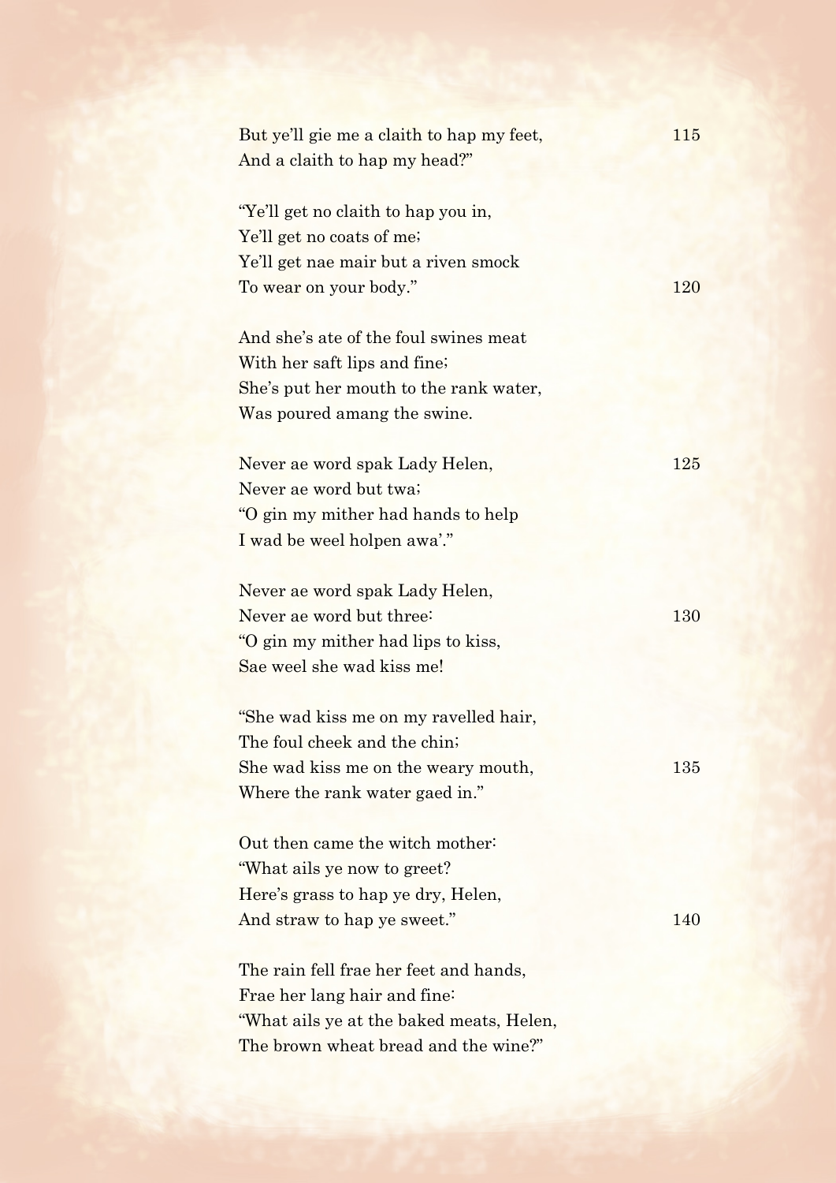But ye'll gie me a claith to hap my feet, 115
And a claith to hap my head?"

"Ye'll get no claith to hap you in,
Ye'll get no coats of me;
Ye'll get nae mair but a riven smock
To wear on your body." 120

And she's ate of the foul swines meat
With her saft lips and fine;
She's put her mouth to the rank water,
Was poured amang the swine.

Never ae word spak Lady Helen, 125
Never ae word but twa;
"O gin my mither had hands to help
I wad be weel holpen awa'."

Never ae word spak Lady Helen,
Never ae word but three: 130
"O gin my mither had lips to kiss,
Sae weel she wad kiss me!

"She wad kiss me on my ravelled hair,
The foul cheek and the chin;
She wad kiss me on the weary mouth, 135
Where the rank water gaed in."

Out then came the witch mother:
"What ails ye now to greet?
Here's grass to hap ye dry, Helen,
And straw to hap ye sweet." 140

The rain fell frae her feet and hands,
Frae her lang hair and fine:
"What ails ye at the baked meats, Helen,
The brown wheat bread and the wine?"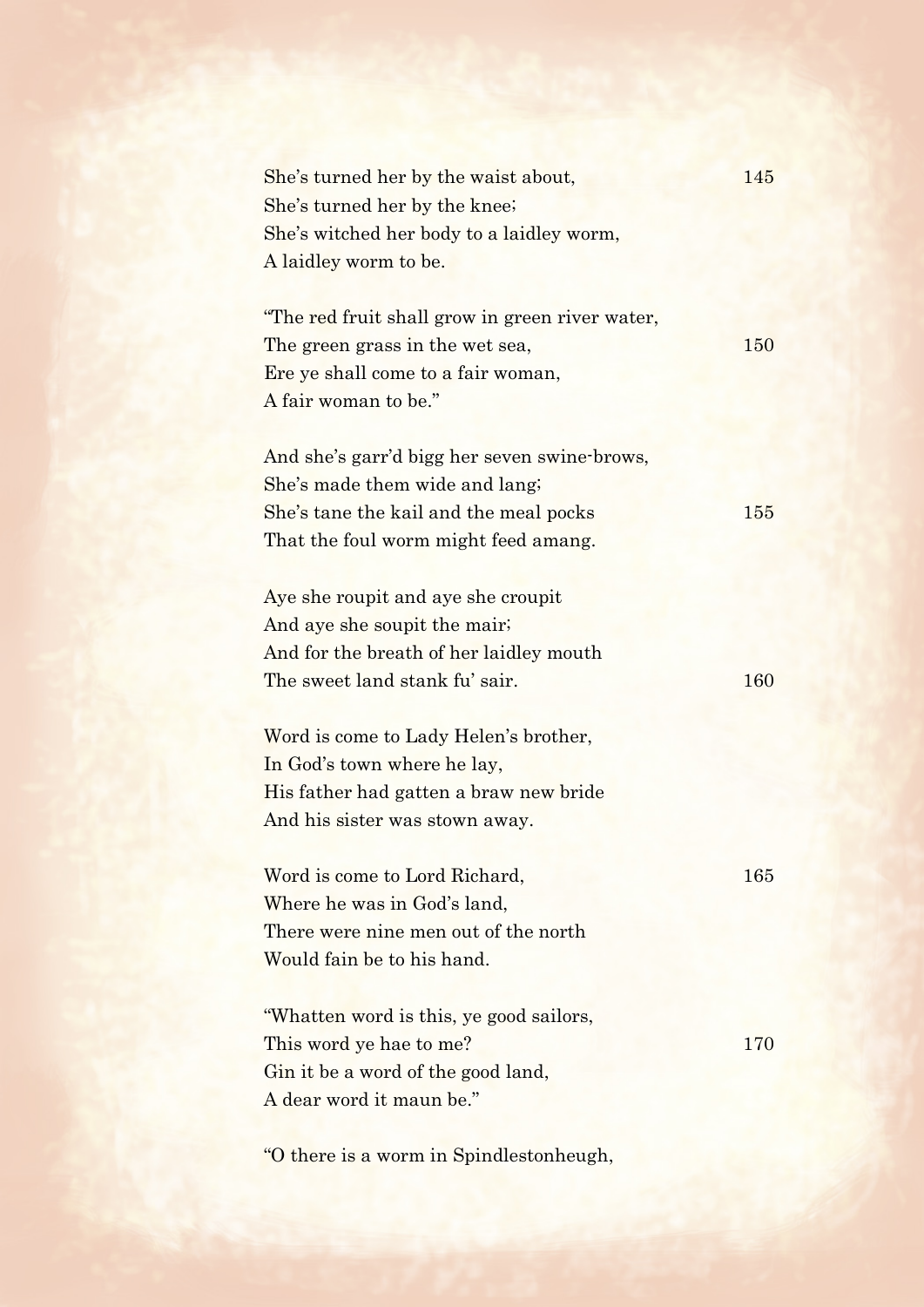She's turned her by the waist about, 145
She's turned her by the knee;
She's witched her body to a laidley worm,
A laidley worm to be.

"The red fruit shall grow in green river water,
The green grass in the wet sea, 150
Ere ye shall come to a fair woman,
A fair woman to be."

And she's garr'd bigg her seven swine-brows,
She's made them wide and lang;
She's tane the kail and the meal pocks 155
That the foul worm might feed amang.

Aye she roupit and aye she croupit
And aye she soupit the mair;
And for the breath of her laidley mouth
The sweet land stank fu' sair. 160

Word is come to Lady Helen's brother,
In God's town where he lay,
His father had gatten a braw new bride
And his sister was stown away.

Word is come to Lord Richard, 165
Where he was in God's land,
There were nine men out of the north
Would fain be to his hand.

"Whatten word is this, ye good sailors,
This word ye hae to me? 170
Gin it be a word of the good land,
A dear word it maun be."

"O there is a worm in Spindlestonheugh,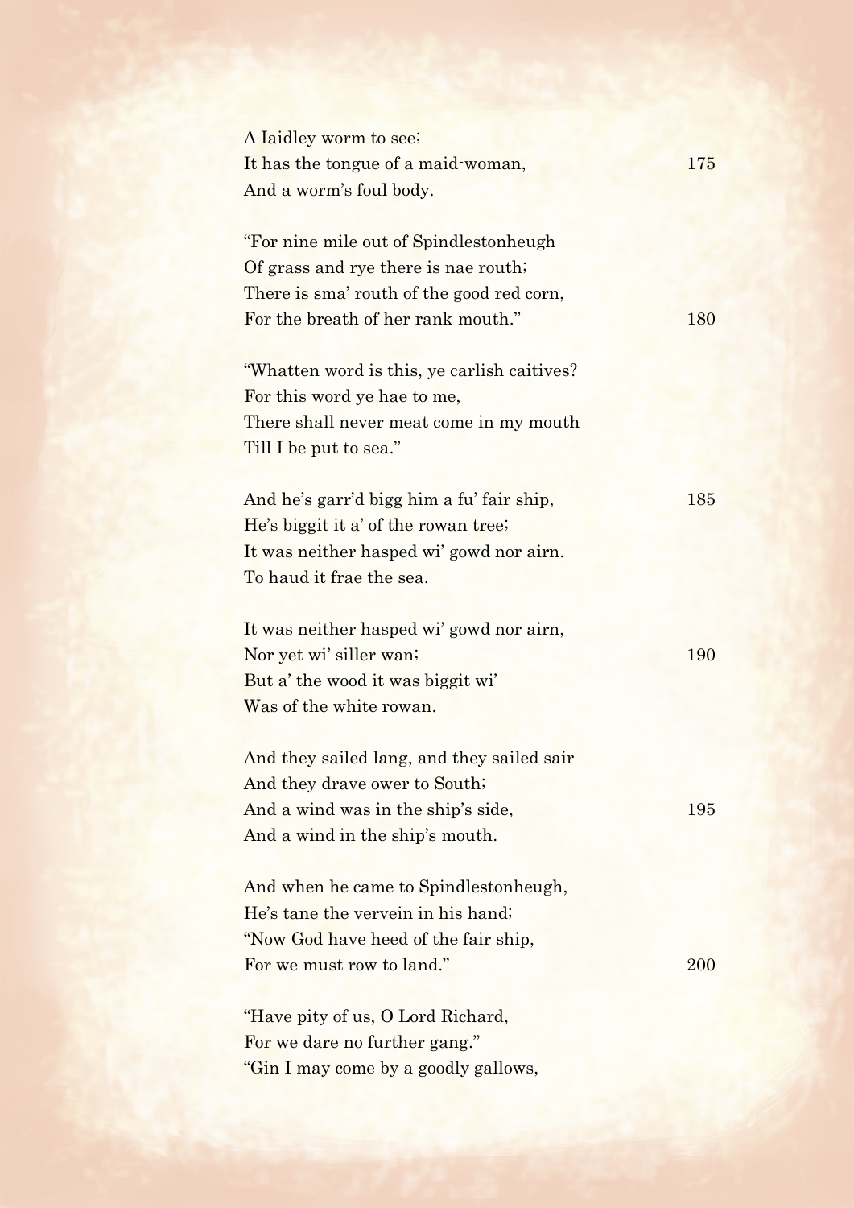A Iaidley worm to see;  
It has the tongue of a maid-woman, 175  
And a worm's foul body.

"For nine mile out of Spindlestonheugh  
Of grass and rye there is nae routh;  
There is sma' routh of the good red corn,  
For the breath of her rank mouth." 180

"Whatten word is this, ye carlish caitives?  
For this word ye hae to me,  
There shall never meat come in my mouth  
Till I be put to sea."

And he's garr'd bigg him a fu' fair ship, 185  
He's biggit it a' of the rowan tree;  
It was neither hasped wi' gowd nor airn.  
To haud it frae the sea.

It was neither hasped wi' gowd nor airn,  
Nor yet wi' siller wan; 190  
But a' the wood it was biggit wi'  
Was of the white rowan.

And they sailed lang, and they sailed sair  
And they drave ower to South;  
And a wind was in the ship's side, 195  
And a wind in the ship's mouth.

And when he came to Spindlestonheugh,  
He's tane the vervein in his hand;  
"Now God have heed of the fair ship,  
For we must row to land." 200

"Have pity of us, O Lord Richard,  
For we dare no further gang."  
"Gin I may come by a goodly gallows,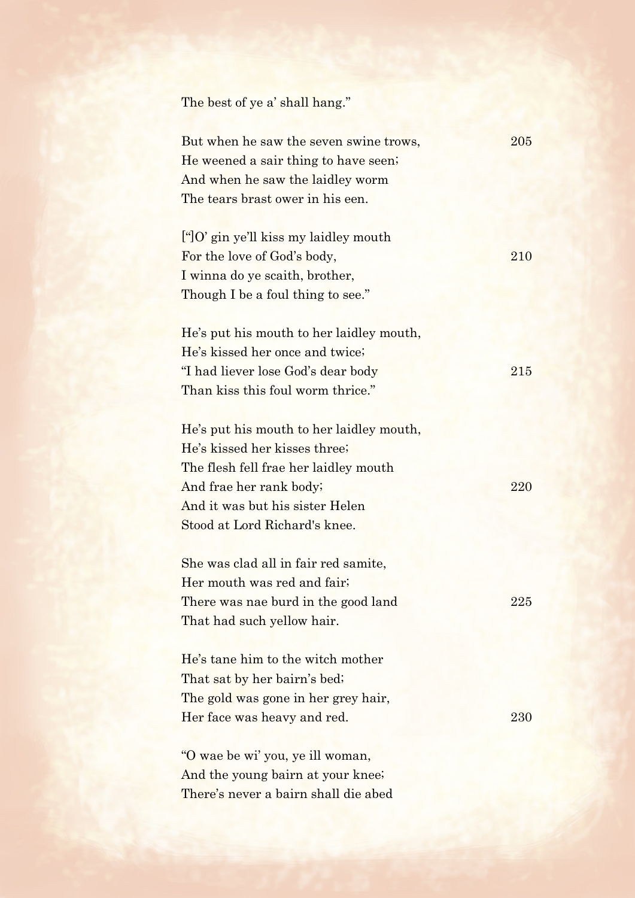The best of ye a' shall hang."

But when he saw the seven swine trows, 205
He weened a sair thing to have seen;
And when he saw the laidley worm
The tears brast ower in his een.

["]O' gin ye'll kiss my laidley mouth
For the love of God's body, 210
I winna do ye scaith, brother,
Though I be a foul thing to see."

He's put his mouth to her laidley mouth,
He's kissed her once and twice;
"I had liever lose God's dear body 215
Than kiss this foul worm thrice."

He's put his mouth to her laidley mouth,
He's kissed her kisses three;
The flesh fell frae her laidley mouth
And frae her rank body; 220
And it was but his sister Helen
Stood at Lord Richard's knee.

She was clad all in fair red samite,
Her mouth was red and fair;
There was nae burd in the good land 225
That had such yellow hair.

He's tane him to the witch mother
That sat by her bairn's bed;
The gold was gone in her grey hair,
Her face was heavy and red. 230

"O wae be wi' you, ye ill woman,
And the young bairn at your knee;
There's never a bairn shall die abed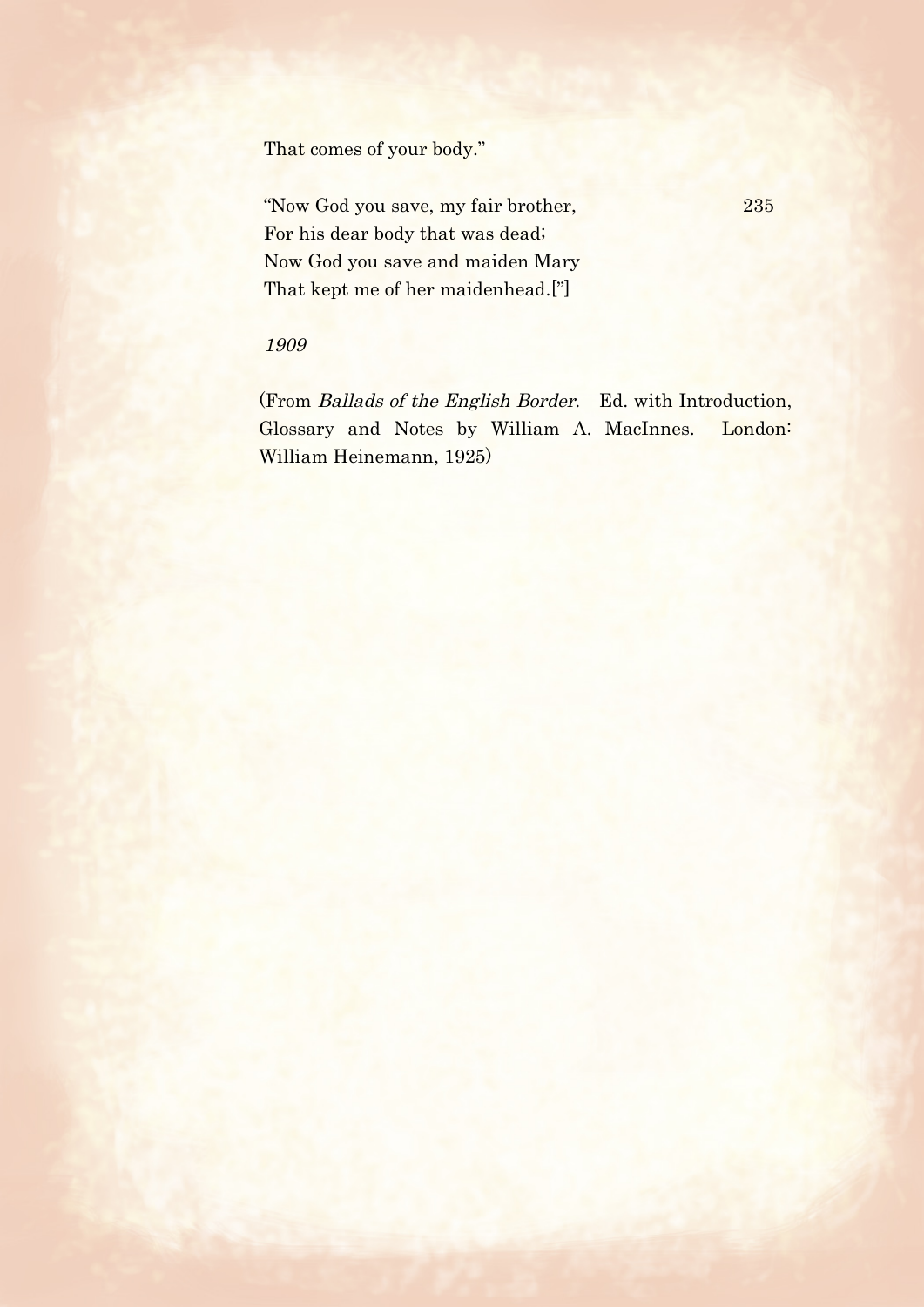That comes of your body."

"Now God you save, my fair brother, 235
For his dear body that was dead;
Now God you save and maiden Mary
That kept me of her maidenhead.["]

*1909*

(From *Ballads of the English Border*. Ed. with Introduction, Glossary and Notes by William A. MacInnes. London: William Heinemann, 1925)